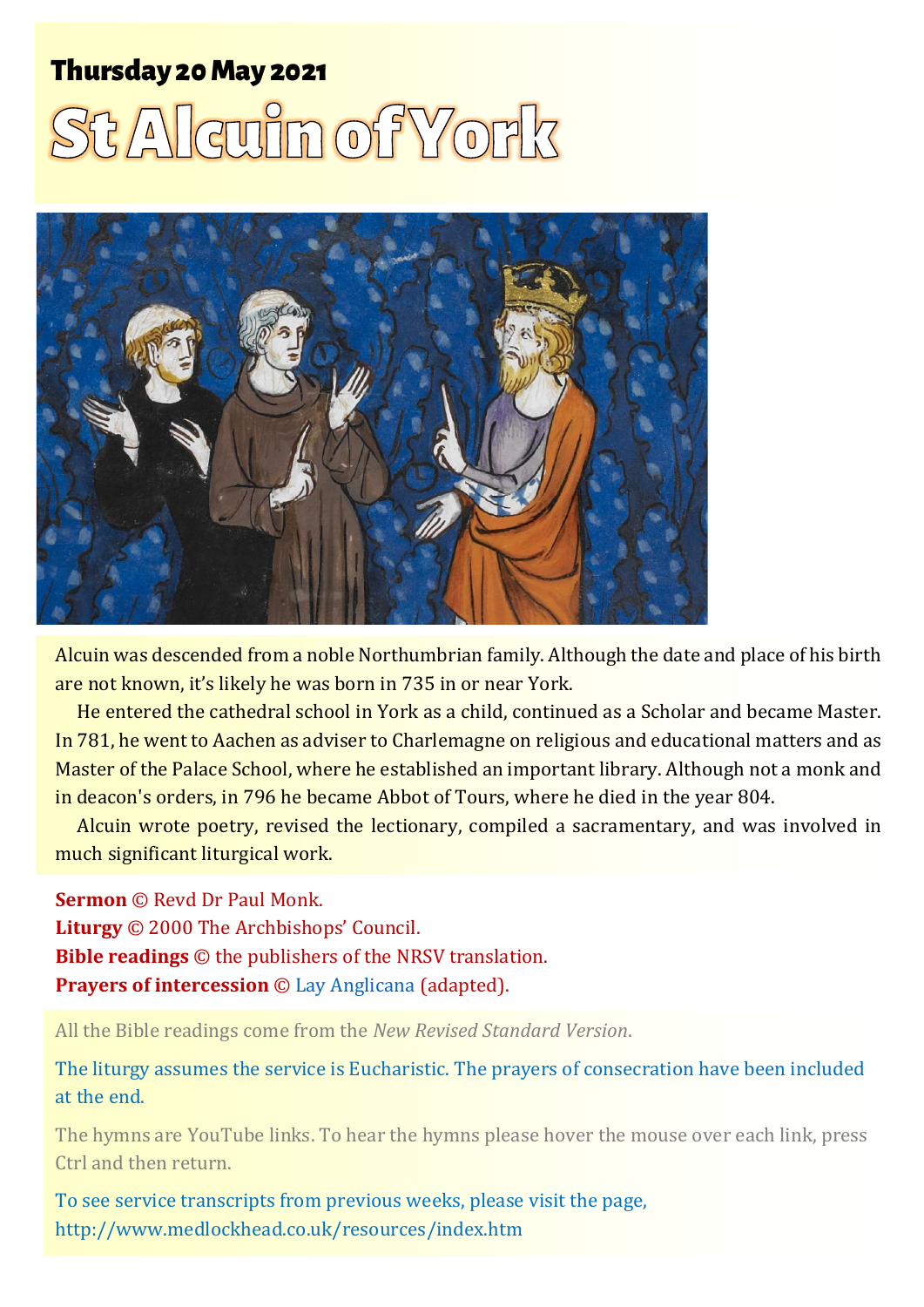**Thursday 20 May 2021**

# St Alcuin of York

Alcuin was descended from a noble Northumbrian family. Although the date and place of his birth are not known, it's likely he was born in 735 in or near York.

He entered the cathedral school in York as a child, continued as a Scholar and became Master. In 781, he went to Aachen as adviser to Charlemagne on religious and educational matters and as Master of the Palace School, where he established an important library. Although not a monk and in deacon's orders, in 796 he became Abbot of Tours, where he died in the year 804.

Alcuin wrote poetry, revised the lectionary, compiled a sacramentary, and was involved in much significant liturgical work.

**Sermon** © Revd Dr Paul Monk.
**Liturgy** © 2000 The Archbishops' Council.
**Bible readings** © the publishers of the NRSV translation.
**Prayers of intercession** © Lay Anglicana (adapted).

All the Bible readings come from the *New Revised Standard Version*.

The liturgy assumes the service is Eucharistic. The prayers of consecration have been included at the end.

The hymns are YouTube links. To hear the hymns please hover the mouse over each link, press Ctrl and then return.

To see service transcripts from previous weeks, please visit the page, http://www.medlockhead.co.uk/resources/index.htm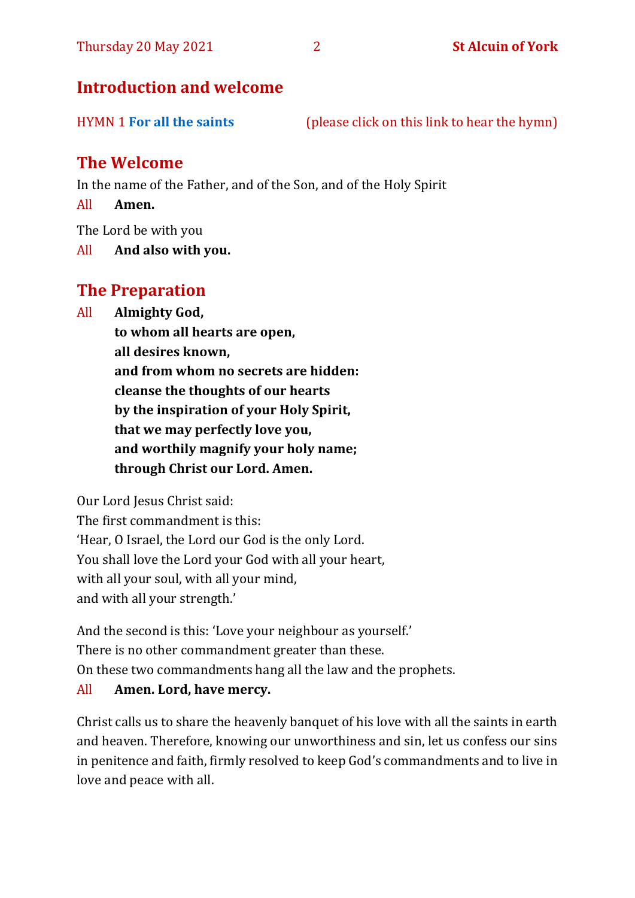## Introduction and welcome

HYMN 1 **For all the saints** (please click on this link to hear the hymn)

## The Welcome

In the name of the Father, and of the Son, and of the Holy Spirit

All **Amen.**

The Lord be with you

All **And also with you.**

## The Preparation

All **Almighty God,**
**to whom all hearts are open,**
**all desires known,**
**and from whom no secrets are hidden:**
**cleanse the thoughts of our hearts**
**by the inspiration of your Holy Spirit,**
**that we may perfectly love you,**
**and worthily magnify your holy name;**
**through Christ our Lord. Amen.**

Our Lord Jesus Christ said:
The first commandment is this:
'Hear, O Israel, the Lord our God is the only Lord.
You shall love the Lord your God with all your heart,
with all your soul, with all your mind,
and with all your strength.'

And the second is this: 'Love your neighbour as yourself.'
There is no other commandment greater than these.
On these two commandments hang all the law and the prophets.

All **Amen. Lord, have mercy.**

Christ calls us to share the heavenly banquet of his love with all the saints in earth and heaven. Therefore, knowing our unworthiness and sin, let us confess our sins in penitence and faith, firmly resolved to keep God's commandments and to live in love and peace with all.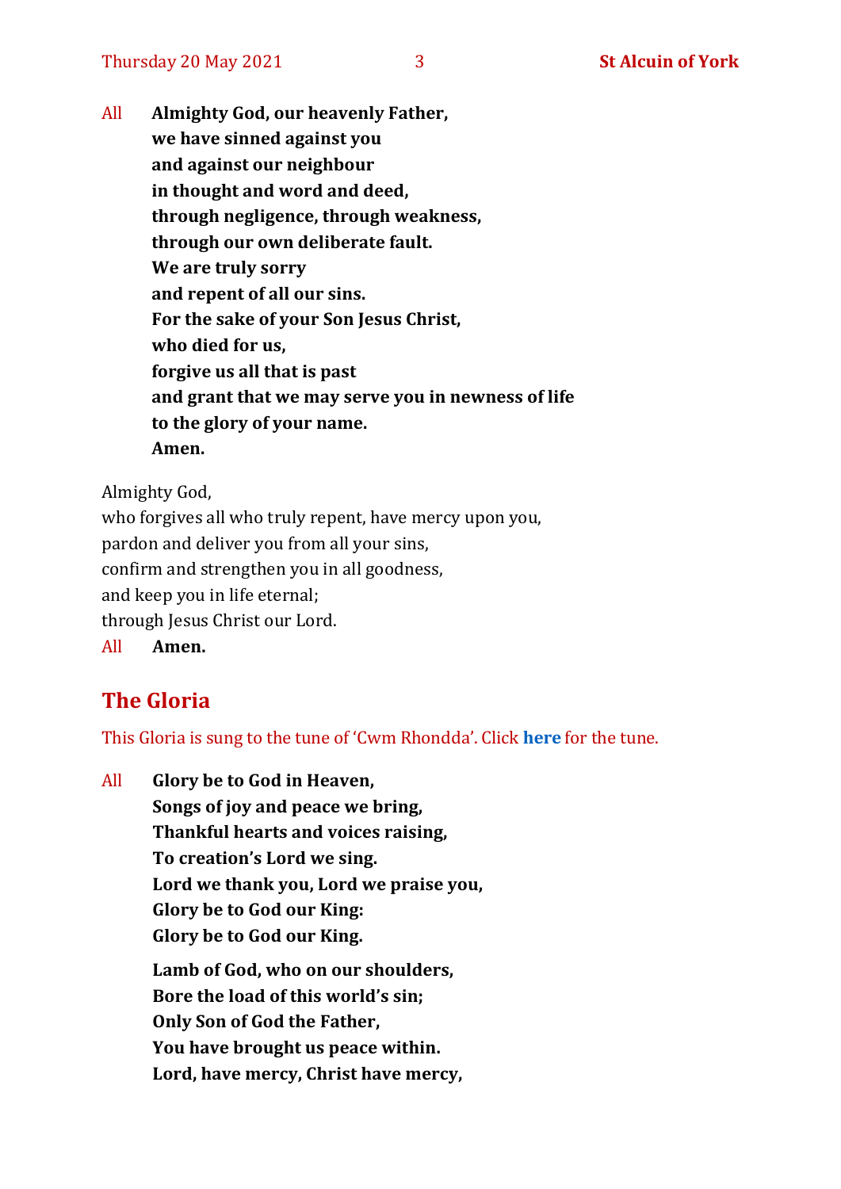All **Almighty God, our heavenly Father,**
**we have sinned against you**
**and against our neighbour**
**in thought and word and deed,**
**through negligence, through weakness,**
**through our own deliberate fault.**
**We are truly sorry**
**and repent of all our sins.**
**For the sake of your Son Jesus Christ,**
**who died for us,**
**forgive us all that is past**
**and grant that we may serve you in newness of life**
**to the glory of your name.**
**Amen.**

Almighty God,
who forgives all who truly repent, have mercy upon you,
pardon and deliver you from all your sins,
confirm and strengthen you in all goodness,
and keep you in life eternal;
through Jesus Christ our Lord.

All **Amen.**

## The Gloria

This Gloria is sung to the tune of 'Cwm Rhondda'. Click **here** for the tune.

All **Glory be to God in Heaven,**
**Songs of joy and peace we bring,**
**Thankful hearts and voices raising,**
**To creation's Lord we sing.**
**Lord we thank you, Lord we praise you,**
**Glory be to God our King:**
**Glory be to God our King.**

**Lamb of God, who on our shoulders,**
**Bore the load of this world's sin;**
**Only Son of God the Father,**
**You have brought us peace within.**
**Lord, have mercy, Christ have mercy,**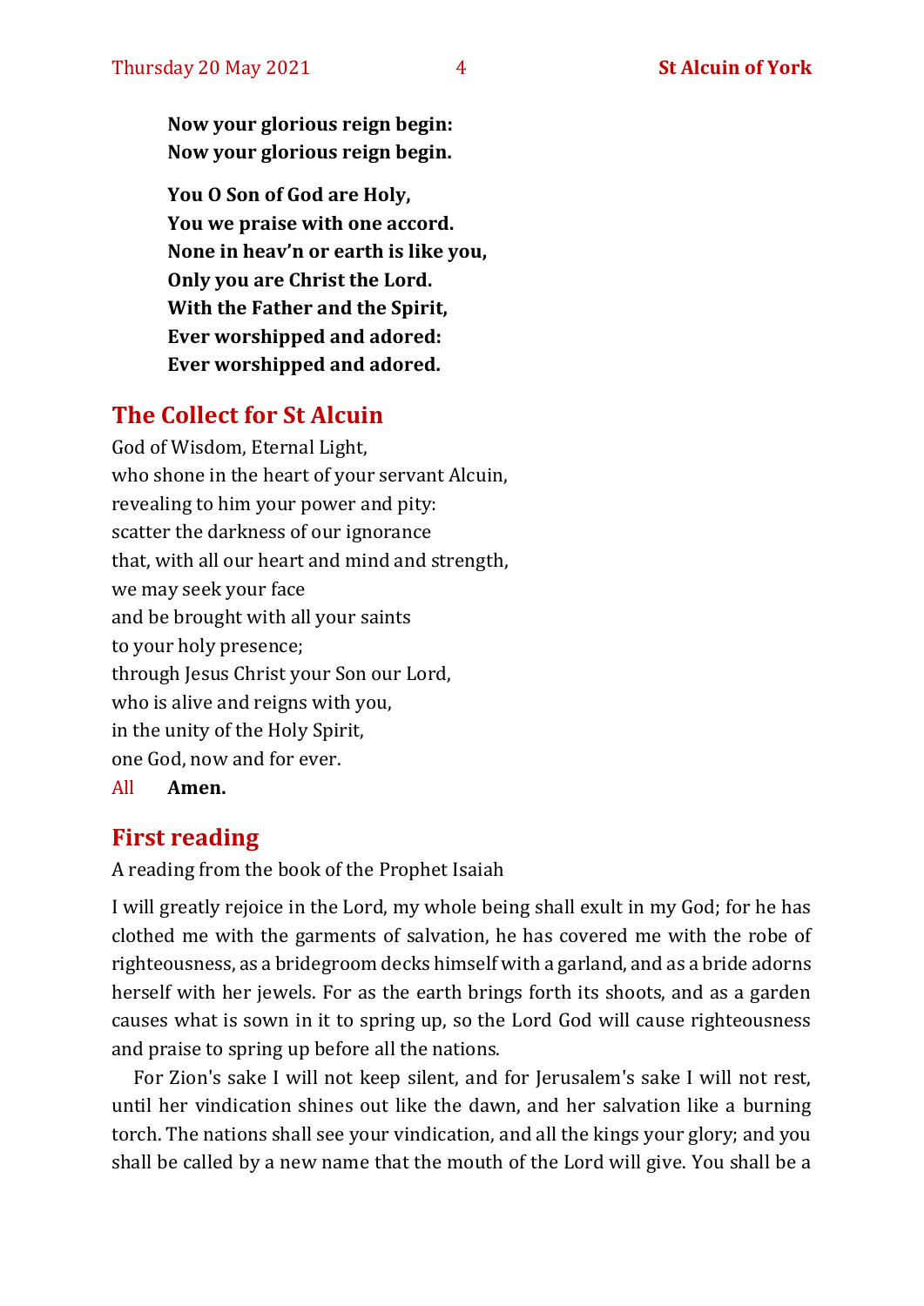**Now your glorious reign begin:**
**Now your glorious reign begin.**

**You O Son of God are Holy,**
**You we praise with one accord.**
**None in heav'n or earth is like you,**
**Only you are Christ the Lord.**
**With the Father and the Spirit,**
**Ever worshipped and adored:**
**Ever worshipped and adored.**

## The Collect for St Alcuin

God of Wisdom, Eternal Light,
who shone in the heart of your servant Alcuin,
revealing to him your power and pity:
scatter the darkness of our ignorance
that, with all our heart and mind and strength,
we may seek your face
and be brought with all your saints
to your holy presence;
through Jesus Christ your Son our Lord,
who is alive and reigns with you,
in the unity of the Holy Spirit,
one God, now and for ever.

All **Amen.**

## First reading

A reading from the book of the Prophet Isaiah

I will greatly rejoice in the Lord, my whole being shall exult in my God; for he has clothed me with the garments of salvation, he has covered me with the robe of righteousness, as a bridegroom decks himself with a garland, and as a bride adorns herself with her jewels. For as the earth brings forth its shoots, and as a garden causes what is sown in it to spring up, so the Lord God will cause righteousness and praise to spring up before all the nations.

For Zion's sake I will not keep silent, and for Jerusalem's sake I will not rest, until her vindication shines out like the dawn, and her salvation like a burning torch. The nations shall see your vindication, and all the kings your glory; and you shall be called by a new name that the mouth of the Lord will give. You shall be a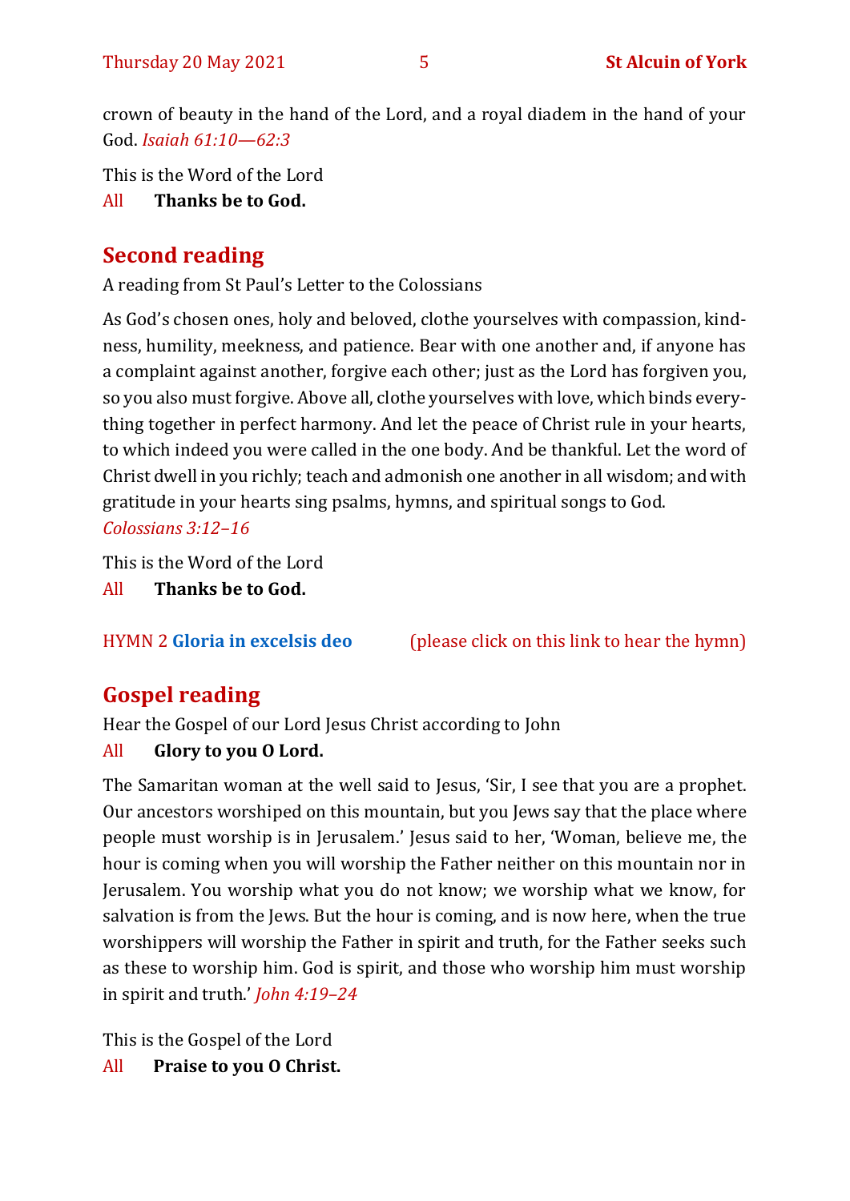crown of beauty in the hand of the Lord, and a royal diadem in the hand of your God. *Isaiah 61:10—62:3*

This is the Word of the Lord
All **Thanks be to God.**

## Second reading

A reading from St Paul's Letter to the Colossians

As God's chosen ones, holy and beloved, clothe yourselves with compassion, kindness, humility, meekness, and patience. Bear with one another and, if anyone has a complaint against another, forgive each other; just as the Lord has forgiven you, so you also must forgive. Above all, clothe yourselves with love, which binds everything together in perfect harmony. And let the peace of Christ rule in your hearts, to which indeed you were called in the one body. And be thankful. Let the word of Christ dwell in you richly; teach and admonish one another in all wisdom; and with gratitude in your hearts sing psalms, hymns, and spiritual songs to God. *Colossians 3:12–16*

This is the Word of the Lord
All **Thanks be to God.**

HYMN 2 **Gloria in excelsis deo** (please click on this link to hear the hymn)

## Gospel reading

Hear the Gospel of our Lord Jesus Christ according to John
All **Glory to you O Lord.**

The Samaritan woman at the well said to Jesus, 'Sir, I see that you are a prophet. Our ancestors worshiped on this mountain, but you Jews say that the place where people must worship is in Jerusalem.' Jesus said to her, 'Woman, believe me, the hour is coming when you will worship the Father neither on this mountain nor in Jerusalem. You worship what you do not know; we worship what we know, for salvation is from the Jews. But the hour is coming, and is now here, when the true worshippers will worship the Father in spirit and truth, for the Father seeks such as these to worship him. God is spirit, and those who worship him must worship in spirit and truth.' *John 4:19–24*

This is the Gospel of the Lord
All **Praise to you O Christ.**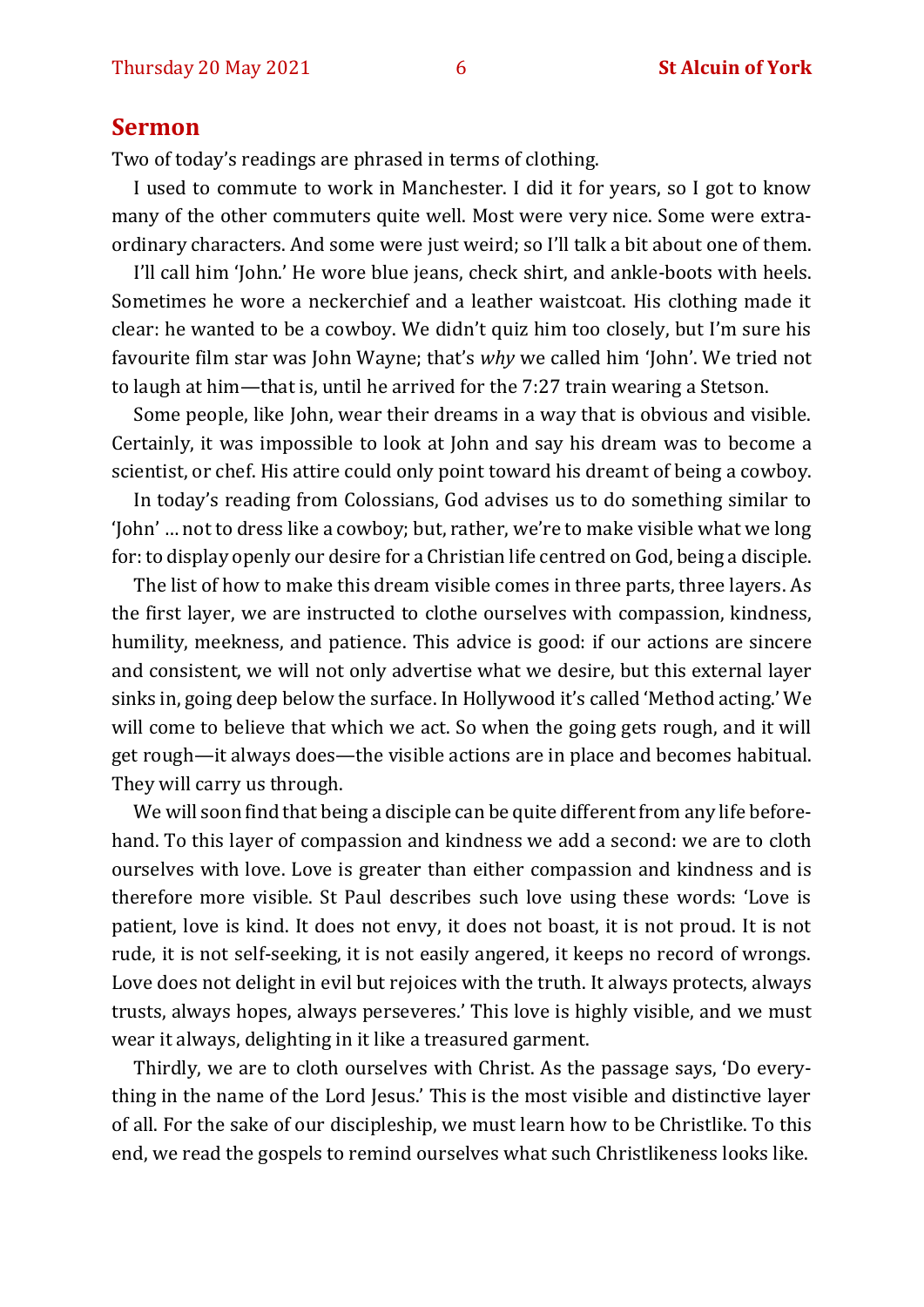## Sermon

Two of today's readings are phrased in terms of clothing.

I used to commute to work in Manchester. I did it for years, so I got to know many of the other commuters quite well. Most were very nice. Some were extraordinary characters. And some were just weird; so I'll talk a bit about one of them.

I'll call him 'John.' He wore blue jeans, check shirt, and ankle-boots with heels. Sometimes he wore a neckerchief and a leather waistcoat. His clothing made it clear: he wanted to be a cowboy. We didn't quiz him too closely, but I'm sure his favourite film star was John Wayne; that's *why* we called him 'John'. We tried not to laugh at him—that is, until he arrived for the 7:27 train wearing a Stetson.

Some people, like John, wear their dreams in a way that is obvious and visible. Certainly, it was impossible to look at John and say his dream was to become a scientist, or chef. His attire could only point toward his dreamt of being a cowboy.

In today's reading from Colossians, God advises us to do something similar to 'John' … not to dress like a cowboy; but, rather, we're to make visible what we long for: to display openly our desire for a Christian life centred on God, being a disciple.

The list of how to make this dream visible comes in three parts, three layers. As the first layer, we are instructed to clothe ourselves with compassion, kindness, humility, meekness, and patience. This advice is good: if our actions are sincere and consistent, we will not only advertise what we desire, but this external layer sinks in, going deep below the surface. In Hollywood it's called 'Method acting.' We will come to believe that which we act. So when the going gets rough, and it will get rough—it always does—the visible actions are in place and becomes habitual. They will carry us through.

We will soon find that being a disciple can be quite different from any life beforehand. To this layer of compassion and kindness we add a second: we are to cloth ourselves with love. Love is greater than either compassion and kindness and is therefore more visible. St Paul describes such love using these words: 'Love is patient, love is kind. It does not envy, it does not boast, it is not proud. It is not rude, it is not self-seeking, it is not easily angered, it keeps no record of wrongs. Love does not delight in evil but rejoices with the truth. It always protects, always trusts, always hopes, always perseveres.' This love is highly visible, and we must wear it always, delighting in it like a treasured garment.

Thirdly, we are to cloth ourselves with Christ. As the passage says, 'Do everything in the name of the Lord Jesus.' This is the most visible and distinctive layer of all. For the sake of our discipleship, we must learn how to be Christlike. To this end, we read the gospels to remind ourselves what such Christlikeness looks like.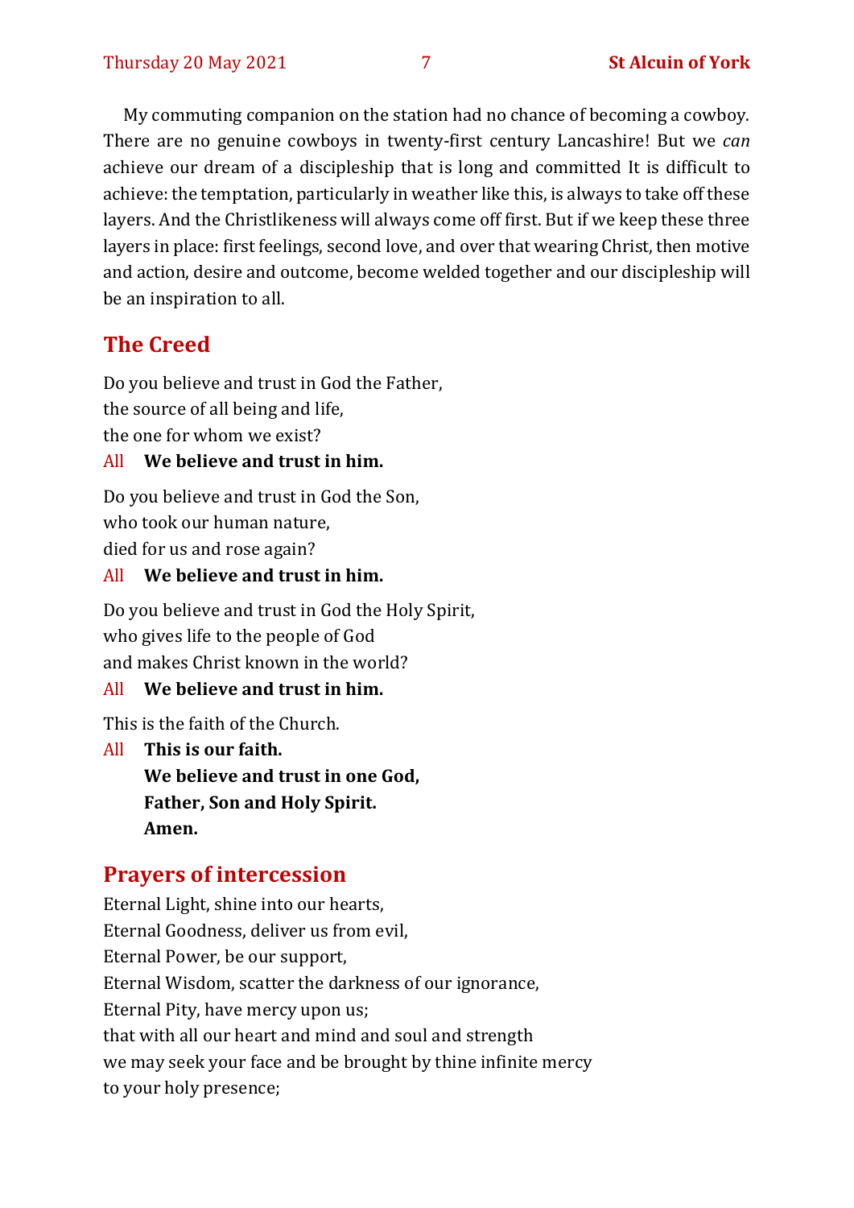My commuting companion on the station had no chance of becoming a cowboy. There are no genuine cowboys in twenty-first century Lancashire! But we *can* achieve our dream of a discipleship that is long and committed It is difficult to achieve: the temptation, particularly in weather like this, is always to take off these layers. And the Christlikeness will always come off first. But if we keep these three layers in place: first feelings, second love, and over that wearing Christ, then motive and action, desire and outcome, become welded together and our discipleship will be an inspiration to all.

## The Creed

Do you believe and trust in God the Father,
the source of all being and life,
the one for whom we exist?

All **We believe and trust in him.**

Do you believe and trust in God the Son,
who took our human nature,
died for us and rose again?

All **We believe and trust in him.**

Do you believe and trust in God the Holy Spirit,
who gives life to the people of God
and makes Christ known in the world?

All **We believe and trust in him.**

This is the faith of the Church.

All **This is our faith.**
**We believe and trust in one God,**
**Father, Son and Holy Spirit.**
**Amen.**

## Prayers of intercession

Eternal Light, shine into our hearts,
Eternal Goodness, deliver us from evil,
Eternal Power, be our support,
Eternal Wisdom, scatter the darkness of our ignorance,
Eternal Pity, have mercy upon us;
that with all our heart and mind and soul and strength
we may seek your face and be brought by thine infinite mercy
to your holy presence;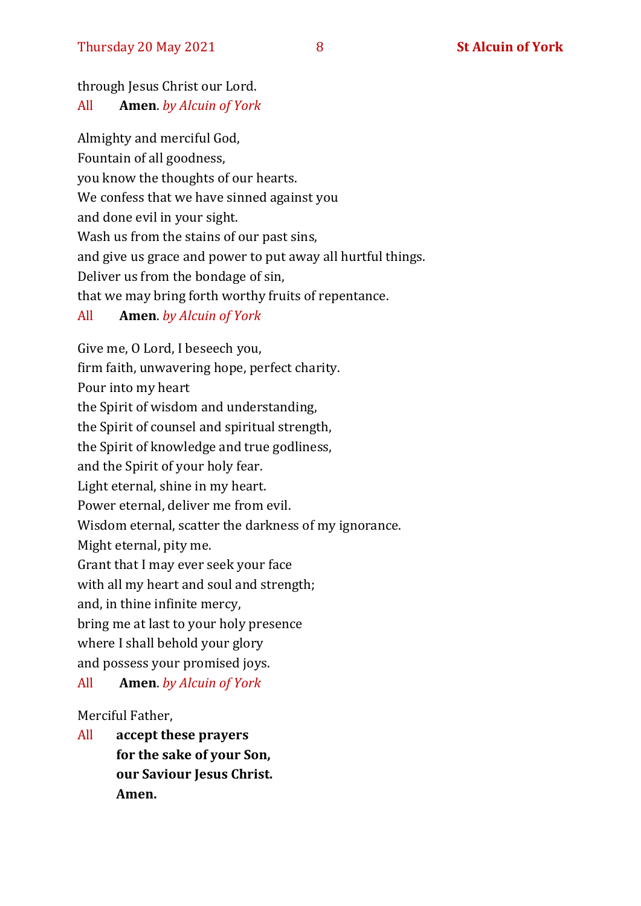through Jesus Christ our Lord.
All **Amen**. *by Alcuin of York*

Almighty and merciful God,
Fountain of all goodness,
you know the thoughts of our hearts.
We confess that we have sinned against you
and done evil in your sight.
Wash us from the stains of our past sins,
and give us grace and power to put away all hurtful things.
Deliver us from the bondage of sin,
that we may bring forth worthy fruits of repentance.
All **Amen**. *by Alcuin of York*

Give me, O Lord, I beseech you,
firm faith, unwavering hope, perfect charity.
Pour into my heart
the Spirit of wisdom and understanding,
the Spirit of counsel and spiritual strength,
the Spirit of knowledge and true godliness,
and the Spirit of your holy fear.
Light eternal, shine in my heart.
Power eternal, deliver me from evil.
Wisdom eternal, scatter the darkness of my ignorance.
Might eternal, pity me.
Grant that I may ever seek your face
with all my heart and soul and strength;
and, in thine infinite mercy,
bring me at last to your holy presence
where I shall behold your glory
and possess your promised joys.
All **Amen**. *by Alcuin of York*

Merciful Father,
All **accept these prayers**
**for the sake of your Son,**
**our Saviour Jesus Christ.**
**Amen.**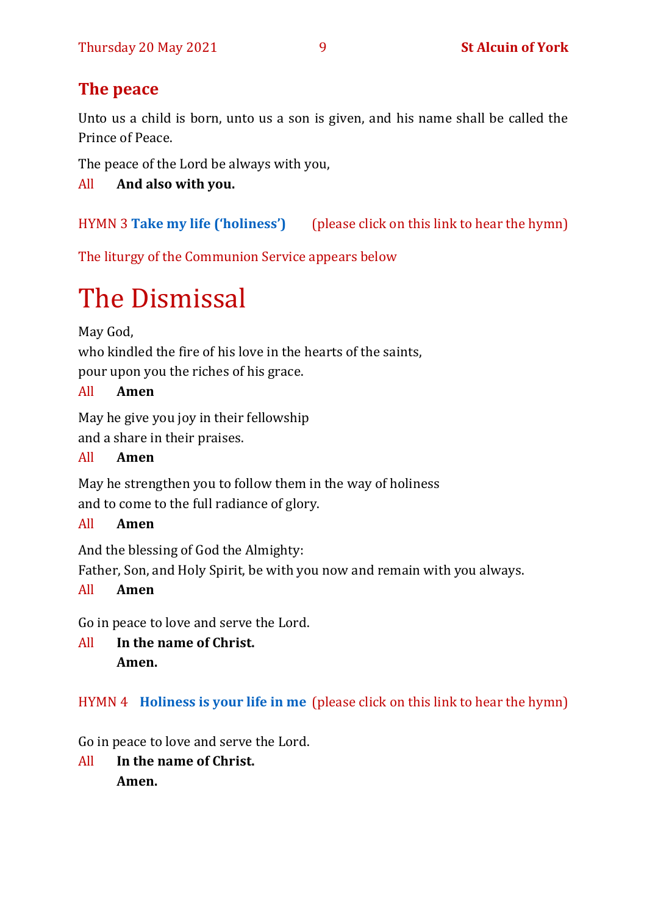## The peace

Unto us a child is born, unto us a son is given, and his name shall be called the Prince of Peace.

The peace of the Lord be always with you,

All **And also with you.**

HYMN 3 **Take my life ('holiness')** (please click on this link to hear the hymn)

The liturgy of the Communion Service appears below

# The Dismissal

May God,
who kindled the fire of his love in the hearts of the saints,
pour upon you the riches of his grace.

All **Amen**

May he give you joy in their fellowship
and a share in their praises.

All **Amen**

May he strengthen you to follow them in the way of holiness
and to come to the full radiance of glory.

All **Amen**

And the blessing of God the Almighty:
Father, Son, and Holy Spirit, be with you now and remain with you always.

All **Amen**

Go in peace to love and serve the Lord.

All **In the name of Christ.**
**Amen.**

HYMN 4 **Holiness is your life in me** (please click on this link to hear the hymn)

Go in peace to love and serve the Lord.

All **In the name of Christ.**
**Amen.**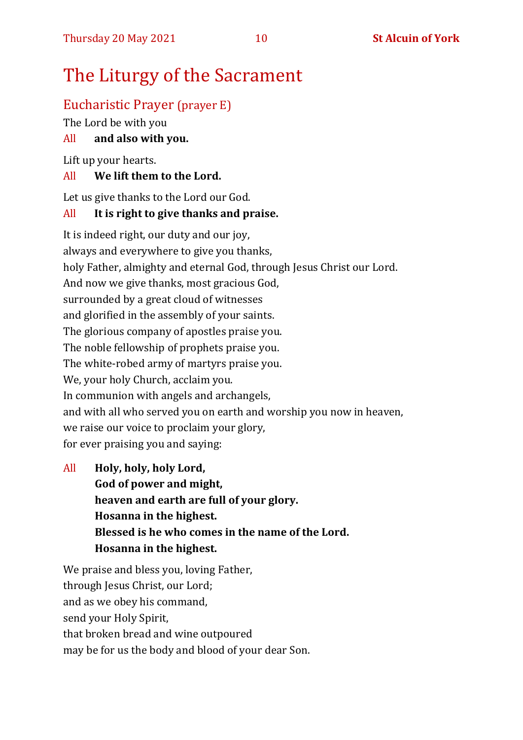# The Liturgy of the Sacrament

## Eucharistic Prayer (prayer E)

The Lord be with you

All **and also with you.**

Lift up your hearts.

All **We lift them to the Lord.**

Let us give thanks to the Lord our God.

All **It is right to give thanks and praise.**

It is indeed right, our duty and our joy,
always and everywhere to give you thanks,
holy Father, almighty and eternal God, through Jesus Christ our Lord.
And now we give thanks, most gracious God,
surrounded by a great cloud of witnesses
and glorified in the assembly of your saints.
The glorious company of apostles praise you.
The noble fellowship of prophets praise you.
The white-robed army of martyrs praise you.
We, your holy Church, acclaim you.
In communion with angels and archangels,
and with all who served you on earth and worship you now in heaven,
we raise our voice to proclaim your glory,
for ever praising you and saying:

All **Holy, holy, holy Lord,**
**God of power and might,**
**heaven and earth are full of your glory.**
**Hosanna in the highest.**
**Blessed is he who comes in the name of the Lord.**
**Hosanna in the highest.**

We praise and bless you, loving Father,
through Jesus Christ, our Lord;
and as we obey his command,
send your Holy Spirit,
that broken bread and wine outpoured
may be for us the body and blood of your dear Son.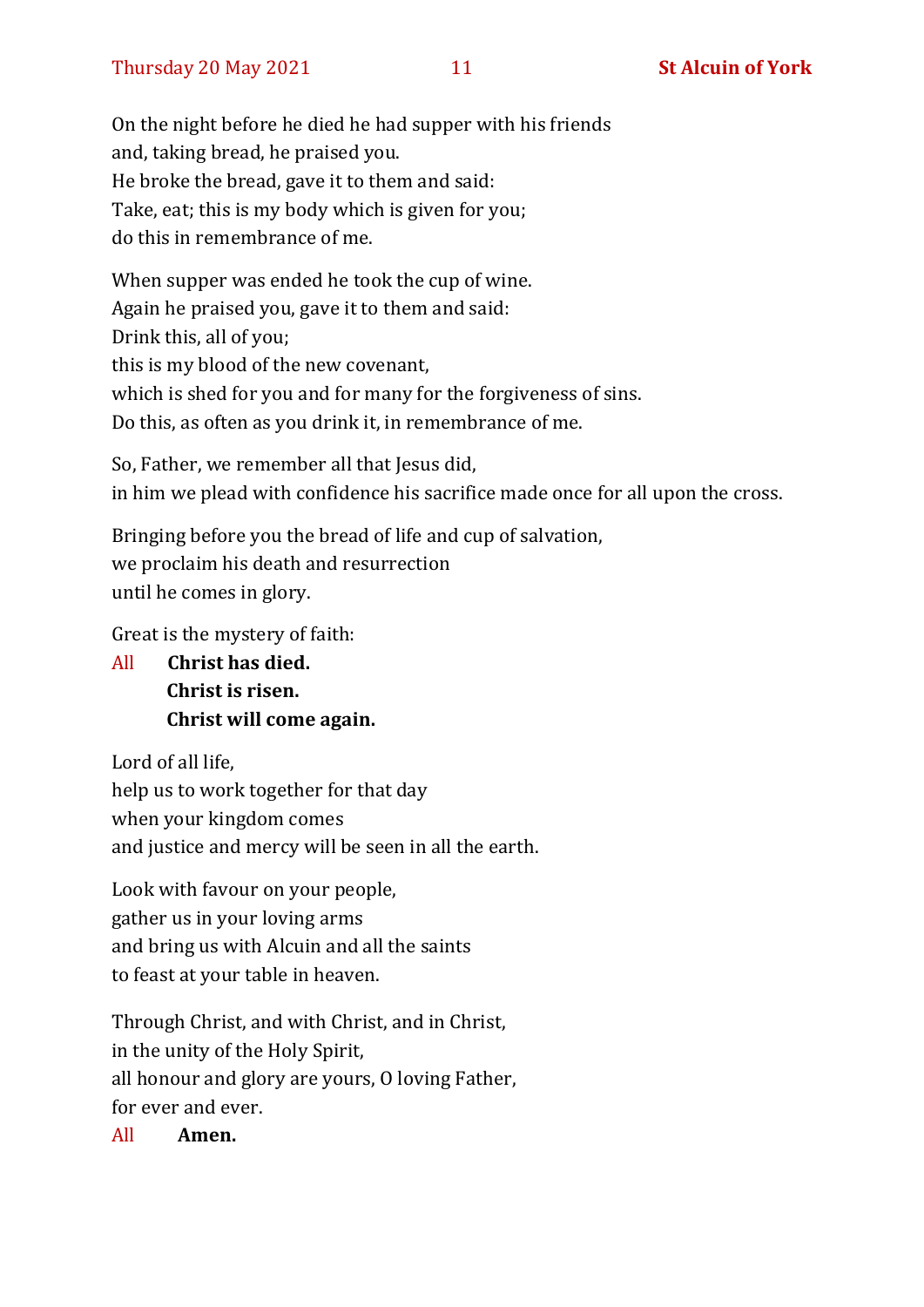On the night before he died he had supper with his friends
and, taking bread, he praised you.
He broke the bread, gave it to them and said:
Take, eat; this is my body which is given for you;
do this in remembrance of me.

When supper was ended he took the cup of wine.
Again he praised you, gave it to them and said:
Drink this, all of you;
this is my blood of the new covenant,
which is shed for you and for many for the forgiveness of sins.
Do this, as often as you drink it, in remembrance of me.

So, Father, we remember all that Jesus did,
in him we plead with confidence his sacrifice made once for all upon the cross.

Bringing before you the bread of life and cup of salvation,
we proclaim his death and resurrection
until he comes in glory.

Great is the mystery of faith:

All **Christ has died.**
**Christ is risen.**
**Christ will come again.**

Lord of all life,
help us to work together for that day
when your kingdom comes
and justice and mercy will be seen in all the earth.

Look with favour on your people,
gather us in your loving arms
and bring us with Alcuin and all the saints
to feast at your table in heaven.

Through Christ, and with Christ, and in Christ,
in the unity of the Holy Spirit,
all honour and glory are yours, O loving Father,
for ever and ever.

All **Amen.**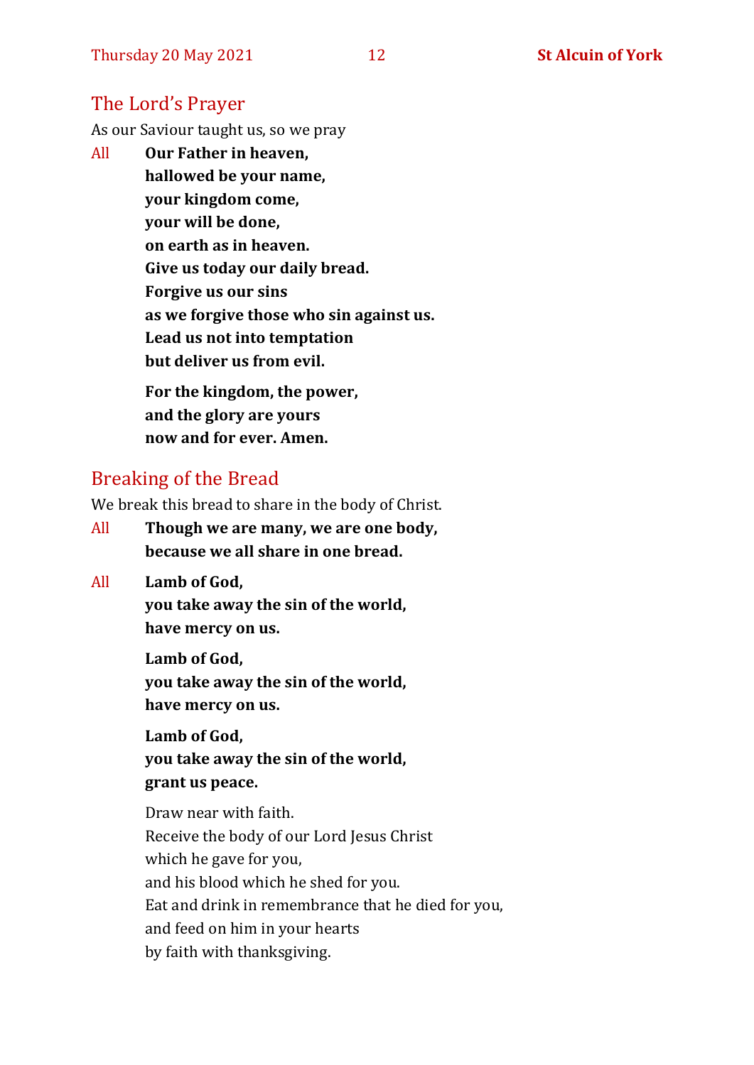## The Lord's Prayer

As our Saviour taught us, so we pray

All **Our Father in heaven,**
**hallowed be your name,**
**your kingdom come,**
**your will be done,**
**on earth as in heaven.**
**Give us today our daily bread.**
**Forgive us our sins**
**as we forgive those who sin against us.**
**Lead us not into temptation**
**but deliver us from evil.**

**For the kingdom, the power,**
**and the glory are yours**
**now and for ever. Amen.**

## Breaking of the Bread

We break this bread to share in the body of Christ.

All **Though we are many, we are one body,**
**because we all share in one bread.**

All **Lamb of God,**
**you take away the sin of the world,**
**have mercy on us.**

**Lamb of God,**
**you take away the sin of the world,**
**have mercy on us.**

**Lamb of God,**
**you take away the sin of the world,**
**grant us peace.**

Draw near with faith.
Receive the body of our Lord Jesus Christ
which he gave for you,
and his blood which he shed for you.
Eat and drink in remembrance that he died for you,
and feed on him in your hearts
by faith with thanksgiving.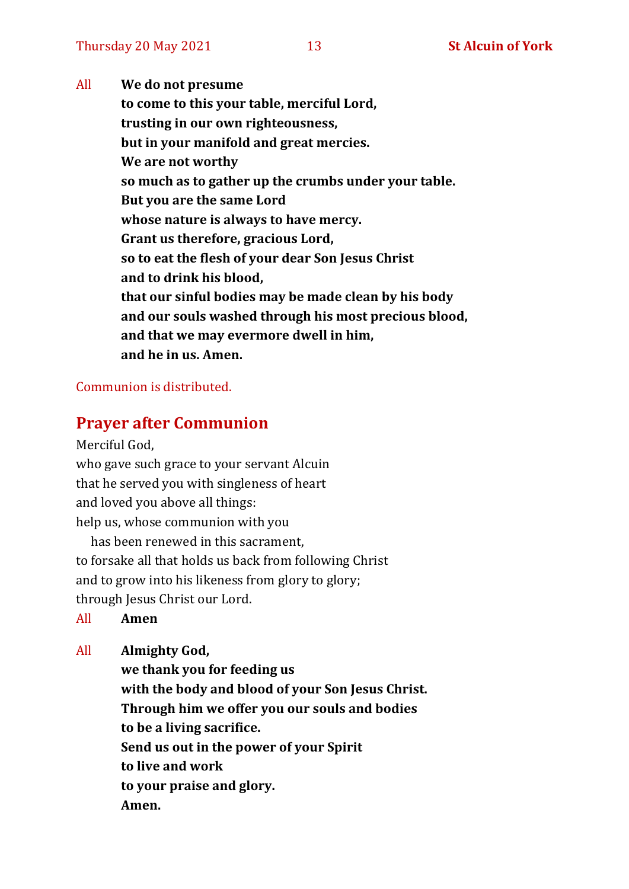All **We do not presume**
**to come to this your table, merciful Lord,**
**trusting in our own righteousness,**
**but in your manifold and great mercies.**
**We are not worthy**
**so much as to gather up the crumbs under your table.**
**But you are the same Lord**
**whose nature is always to have mercy.**
**Grant us therefore, gracious Lord,**
**so to eat the flesh of your dear Son Jesus Christ**
**and to drink his blood,**
**that our sinful bodies may be made clean by his body**
**and our souls washed through his most precious blood,**
**and that we may evermore dwell in him,**
**and he in us. Amen.**

Communion is distributed.

## Prayer after Communion

Merciful God,
who gave such grace to your servant Alcuin
that he served you with singleness of heart
and loved you above all things:
help us, whose communion with you
has been renewed in this sacrament,
to forsake all that holds us back from following Christ
and to grow into his likeness from glory to glory;
through Jesus Christ our Lord.

All **Amen**

All **Almighty God,**
**we thank you for feeding us**
**with the body and blood of your Son Jesus Christ.**
**Through him we offer you our souls and bodies**
**to be a living sacrifice.**
**Send us out in the power of your Spirit**
**to live and work**
**to your praise and glory.**
**Amen.**